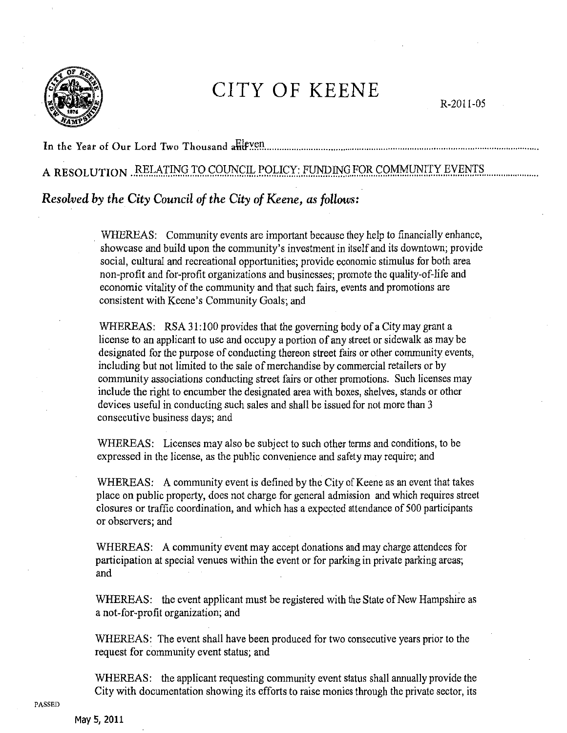# CITY OF KEENE

R-2011-05

In the Year of Our Lord Two Thousand Eleven

A RESOLUTION RELATING TO COUNCIL POLICY: FUNDING FOR COMMUNITY EVENTS

***Resolved by the City Council of the City of Keene, as follows:***

WHEREAS: Community events are important because they help to financially enhance, showcase and build upon the community's investment in itself and its downtown; provide social, cultural and recreational opportunities; provide economic stimulus for both area non-profit and for-profit organizations and businesses; promote the quality-of-life and economic vitality of the community and that such fairs, events and promotions are consistent with Keene's Community Goals; and

WHEREAS: RSA 31:100 provides that the governing body of a City may grant a license to an applicant to use and occupy a portion of any street or sidewalk as may be designated for the purpose of conducting thereon street fairs or other community events, including but not limited to the sale of merchandise by commercial retailers or by community associations conducting street fairs or other promotions. Such licenses may include the right to encumber the designated area with boxes, shelves, stands or other devices useful in conducting such sales and shall be issued for not more than 3 consecutive business days; and

WHEREAS: Licenses may also be subject to such other terms and conditions, to be expressed in the license, as the public convenience and safety may require; and

WHEREAS: A community event is defined by the City of Keene as an event that takes place on public property, does not charge for general admission and which requires street closures or traffic coordination, and which has a expected attendance of 500 participants or observers; and

WHEREAS: A community event may accept donations and may charge attendees for participation at special venues within the event or for parking in private parking areas; and

WHEREAS: the event applicant must be registered with the State of New Hampshire as a not-for-profit organization; and

WHEREAS: The event shall have been produced for two consecutive years prior to the request for community event status; and

WHEREAS: the applicant requesting community event status shall annually provide the City with documentation showing its efforts to raise monies through the private sector, its

PASSED

May 5, 2011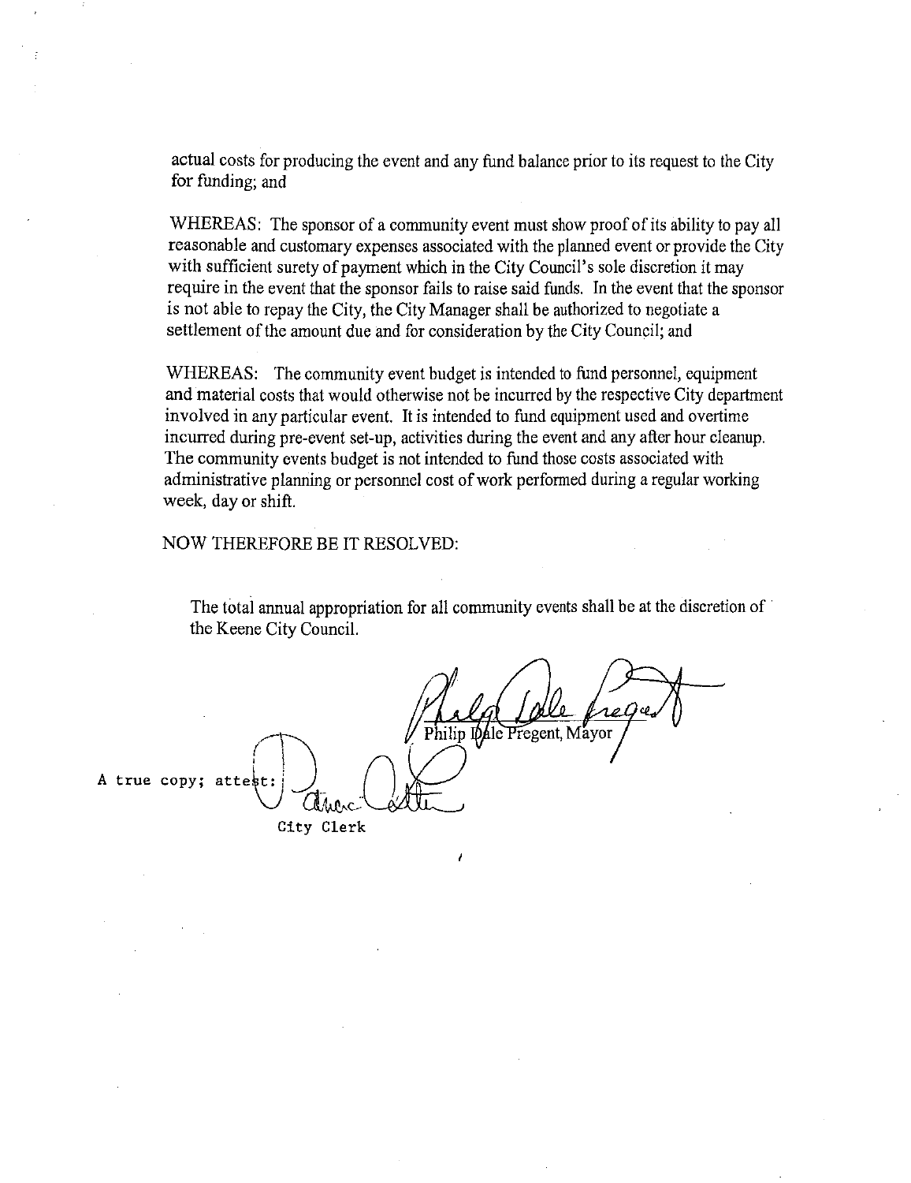actual costs for producing the event and any fund balance prior to its request to the City for funding; and

WHEREAS: The sponsor of a community event must show proof of its ability to pay all reasonable and customary expenses associated with the planned event or provide the City with sufficient surety of payment which in the City Council's sole discretion it may require in the event that the sponsor fails to raise said funds. In the event that the sponsor is not able to repay the City, the City Manager shall be authorized to negotiate a settlement of the amount due and for consideration by the City Council; and

WHEREAS: The community event budget is intended to fund personnel, equipment and material costs that would otherwise not be incurred by the respective City department involved in any particular event. It is intended to fund equipment used and overtime incurred during pre-event set-up, activities during the event and any after hour cleanup. The community events budget is not intended to fund those costs associated with administrative planning or personnel cost of work performed during a regular working week, day or shift.

NOW THEREFORE BE IT RESOLVED:

The total annual appropriation for all community events shall be at the discretion of the Keene City Council.

Philip Dale Pregent, Mayor

A true copy; attest:

City Clerk